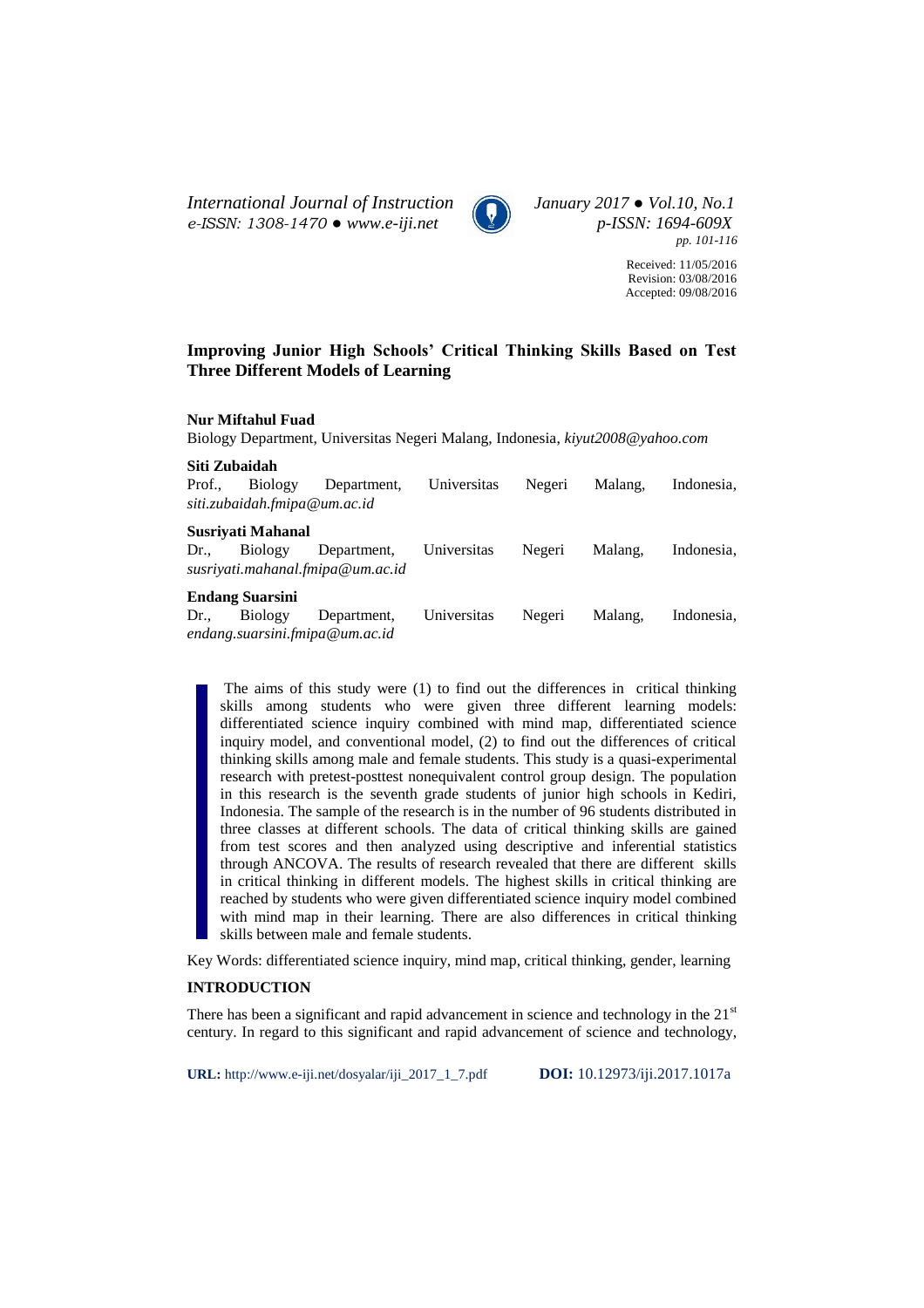Received: 11/05/2016
Revision: 03/08/2016
Accepted: 09/08/2016

# Improving Junior High Schools' Critical Thinking Skills Based on Test Three Different Models of Learning

**Nur Miftahul Fuad**
Biology Department, Universitas Negeri Malang, Indonesia, *kiyut2008@yahoo.com*

**Siti Zubaidah**
Prof., Biology Department, Universitas Negeri Malang, Indonesia, *siti.zubaidah.fmipa@um.ac.id*

**Susriyati Mahanal**
Dr., Biology Department, Universitas Negeri Malang, Indonesia, *susriyati.mahanal.fmipa@um.ac.id*

**Endang Suarsini**
Dr., Biology Department, Universitas Negeri Malang, Indonesia, *endang.suarsini.fmipa@um.ac.id*

The aims of this study were (1) to find out the differences in critical thinking skills among students who were given three different learning models: differentiated science inquiry combined with mind map, differentiated science inquiry model, and conventional model, (2) to find out the differences of critical thinking skills among male and female students. This study is a quasi-experimental research with pretest-posttest nonequivalent control group design. The population in this research is the seventh grade students of junior high schools in Kediri, Indonesia. The sample of the research is in the number of 96 students distributed in three classes at different schools. The data of critical thinking skills are gained from test scores and then analyzed using descriptive and inferential statistics through ANCOVA. The results of research revealed that there are different skills in critical thinking in different models. The highest skills in critical thinking are reached by students who were given differentiated science inquiry model combined with mind map in their learning. There are also differences in critical thinking skills between male and female students.

Key Words: differentiated science inquiry, mind map, critical thinking, gender, learning

## INTRODUCTION

There has been a significant and rapid advancement in science and technology in the 21st century. In regard to this significant and rapid advancement of science and technology,

**URL:** http://www.e-iji.net/dosyalar/iji_2017_1_7.pdf **DOI:** 10.12973/iji.2017.1017a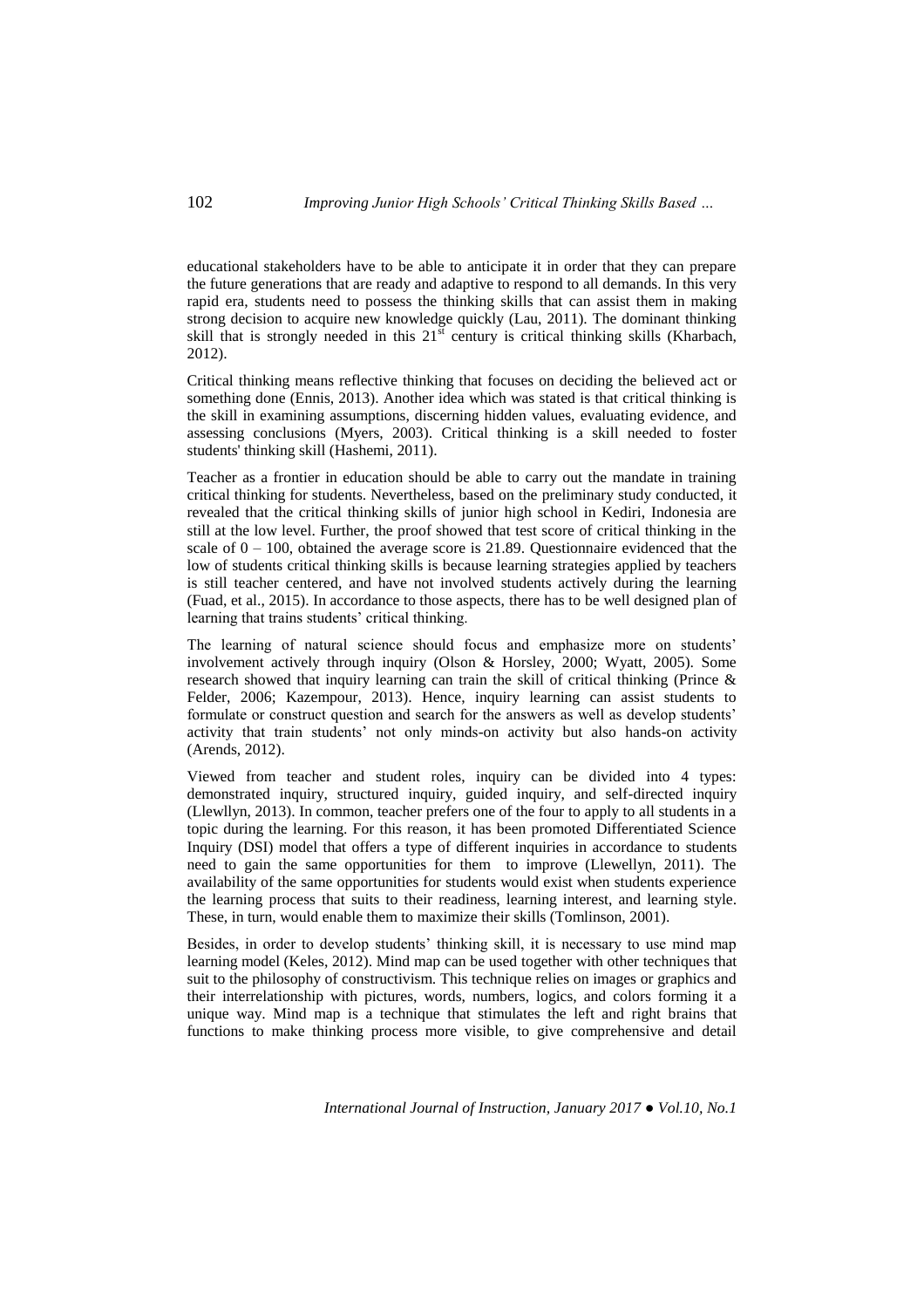educational stakeholders have to be able to anticipate it in order that they can prepare the future generations that are ready and adaptive to respond to all demands. In this very rapid era, students need to possess the thinking skills that can assist them in making strong decision to acquire new knowledge quickly (Lau, 2011). The dominant thinking skill that is strongly needed in this 21$^{st}$ century is critical thinking skills (Kharbach, 2012).

Critical thinking means reflective thinking that focuses on deciding the believed act or something done (Ennis, 2013). Another idea which was stated is that critical thinking is the skill in examining assumptions, discerning hidden values, evaluating evidence, and assessing conclusions (Myers, 2003). Critical thinking is a skill needed to foster students' thinking skill (Hashemi, 2011).

Teacher as a frontier in education should be able to carry out the mandate in training critical thinking for students. Nevertheless, based on the preliminary study conducted, it revealed that the critical thinking skills of junior high school in Kediri, Indonesia are still at the low level. Further, the proof showed that test score of critical thinking in the scale of 0 – 100, obtained the average score is 21.89. Questionnaire evidenced that the low of students critical thinking skills is because learning strategies applied by teachers is still teacher centered, and have not involved students actively during the learning (Fuad, et al., 2015). In accordance to those aspects, there has to be well designed plan of learning that trains students' critical thinking.

The learning of natural science should focus and emphasize more on students' involvement actively through inquiry (Olson & Horsley, 2000; Wyatt, 2005). Some research showed that inquiry learning can train the skill of critical thinking (Prince & Felder, 2006; Kazempour, 2013). Hence, inquiry learning can assist students to formulate or construct question and search for the answers as well as develop students' activity that train students' not only minds-on activity but also hands-on activity (Arends, 2012).

Viewed from teacher and student roles, inquiry can be divided into 4 types: demonstrated inquiry, structured inquiry, guided inquiry, and self-directed inquiry (Llewllyn, 2013). In common, teacher prefers one of the four to apply to all students in a topic during the learning. For this reason, it has been promoted Differentiated Science Inquiry (DSI) model that offers a type of different inquiries in accordance to students need to gain the same opportunities for them to improve (Llewellyn, 2011). The availability of the same opportunities for students would exist when students experience the learning process that suits to their readiness, learning interest, and learning style. These, in turn, would enable them to maximize their skills (Tomlinson, 2001).

Besides, in order to develop students' thinking skill, it is necessary to use mind map learning model (Keles, 2012). Mind map can be used together with other techniques that suit to the philosophy of constructivism. This technique relies on images or graphics and their interrelationship with pictures, words, numbers, logics, and colors forming it a unique way. Mind map is a technique that stimulates the left and right brains that functions to make thinking process more visible, to give comprehensive and detail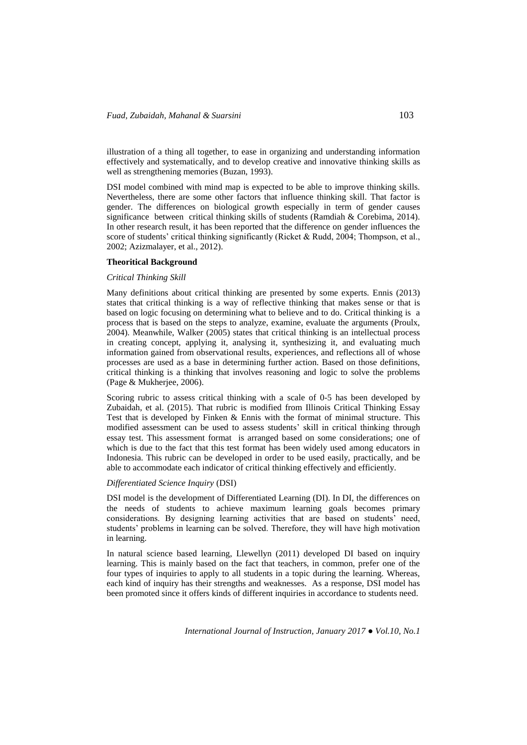illustration of a thing all together, to ease in organizing and understanding information effectively and systematically, and to develop creative and innovative thinking skills as well as strengthening memories (Buzan, 1993).

DSI model combined with mind map is expected to be able to improve thinking skills. Nevertheless, there are some other factors that influence thinking skill. That factor is gender. The differences on biological growth especially in term of gender causes significance between critical thinking skills of students (Ramdiah & Corebima, 2014). In other research result, it has been reported that the difference on gender influences the score of students' critical thinking significantly (Ricket & Rudd, 2004; Thompson, et al., 2002; Azizmalayer, et al., 2012).

## Theoritical Background

### *Critical Thinking Skill*

Many definitions about critical thinking are presented by some experts. Ennis (2013) states that critical thinking is a way of reflective thinking that makes sense or that is based on logic focusing on determining what to believe and to do. Critical thinking is a process that is based on the steps to analyze, examine, evaluate the arguments (Proulx, 2004). Meanwhile, Walker (2005) states that critical thinking is an intellectual process in creating concept, applying it, analysing it, synthesizing it, and evaluating much information gained from observational results, experiences, and reflections all of whose processes are used as a base in determining further action. Based on those definitions, critical thinking is a thinking that involves reasoning and logic to solve the problems (Page & Mukherjee, 2006).

Scoring rubric to assess critical thinking with a scale of 0-5 has been developed by Zubaidah, et al. (2015). That rubric is modified from Illinois Critical Thinking Essay Test that is developed by Finken & Ennis with the format of minimal structure. This modified assessment can be used to assess students' skill in critical thinking through essay test. This assessment format is arranged based on some considerations; one of which is due to the fact that this test format has been widely used among educators in Indonesia. This rubric can be developed in order to be used easily, practically, and be able to accommodate each indicator of critical thinking effectively and efficiently.

### *Differentiated Science Inquiry* (DSI)

DSI model is the development of Differentiated Learning (DI). In DI, the differences on the needs of students to achieve maximum learning goals becomes primary considerations. By designing learning activities that are based on students' need, students' problems in learning can be solved. Therefore, they will have high motivation in learning.

In natural science based learning, Llewellyn (2011) developed DI based on inquiry learning. This is mainly based on the fact that teachers, in common, prefer one of the four types of inquiries to apply to all students in a topic during the learning. Whereas, each kind of inquiry has their strengths and weaknesses. As a response, DSI model has been promoted since it offers kinds of different inquiries in accordance to students need.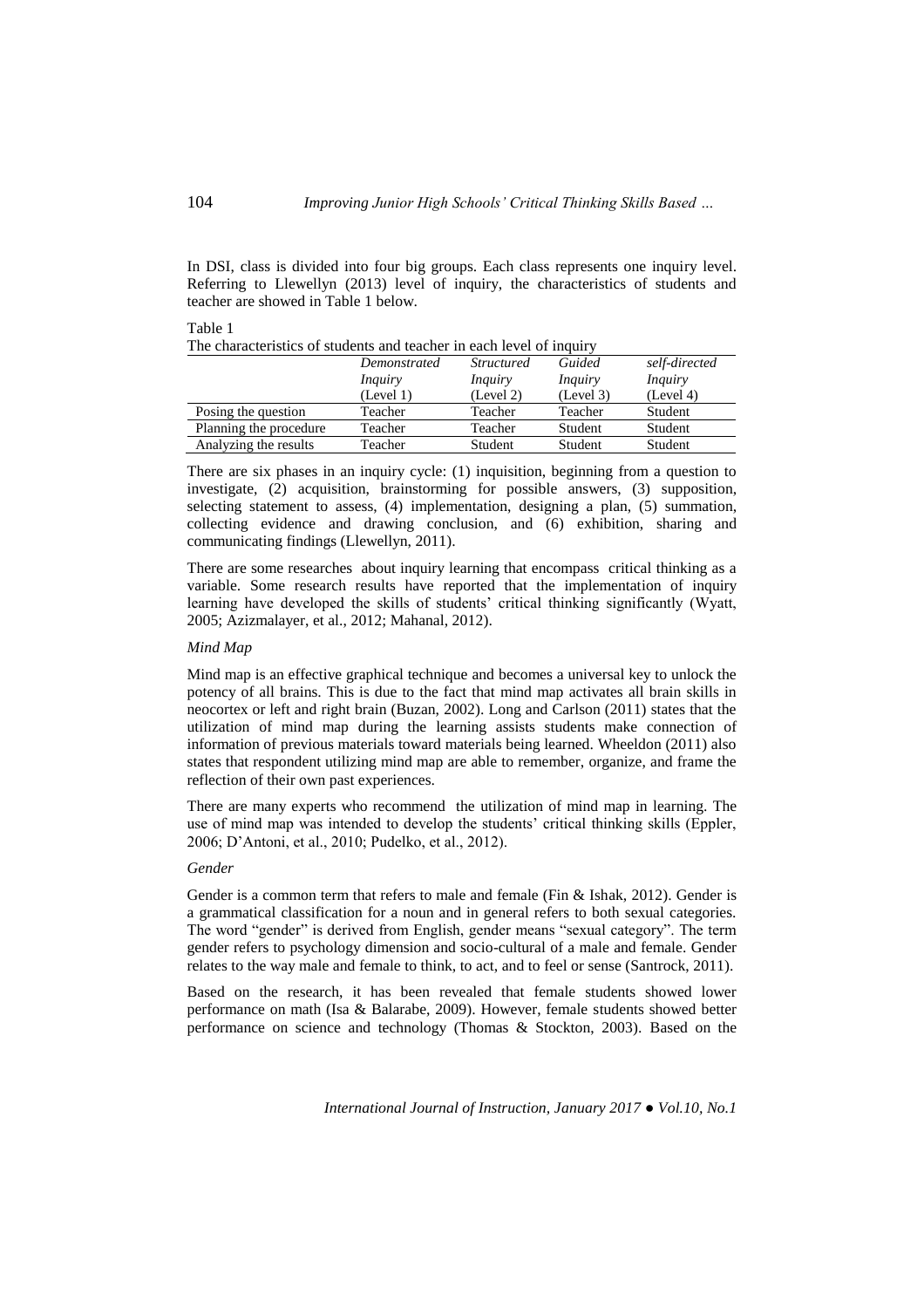In DSI, class is divided into four big groups. Each class represents one inquiry level. Referring to Llewellyn (2013) level of inquiry, the characteristics of students and teacher are showed in Table 1 below.

Table 1
The characteristics of students and teacher in each level of inquiry

| | *Demonstrated Inquiry* (Level 1) | *Structured Inquiry* (Level 2) | *Guided Inquiry* (Level 3) | *self-directed Inquiry* (Level 4) |
|---|---|---|---|---|
| Posing the question | Teacher | Teacher | Teacher | Student |
| Planning the procedure | Teacher | Teacher | Student | Student |
| Analyzing the results | Teacher | Student | Student | Student |

There are six phases in an inquiry cycle: (1) inquisition, beginning from a question to investigate, (2) acquisition, brainstorming for possible answers, (3) supposition, selecting statement to assess, (4) implementation, designing a plan, (5) summation, collecting evidence and drawing conclusion, and (6) exhibition, sharing and communicating findings (Llewellyn, 2011).

There are some researches about inquiry learning that encompass critical thinking as a variable. Some research results have reported that the implementation of inquiry learning have developed the skills of students' critical thinking significantly (Wyatt, 2005; Azizmalayer, et al., 2012; Mahanal, 2012).

*Mind Map*

Mind map is an effective graphical technique and becomes a universal key to unlock the potency of all brains. This is due to the fact that mind map activates all brain skills in neocortex or left and right brain (Buzan, 2002). Long and Carlson (2011) states that the utilization of mind map during the learning assists students make connection of information of previous materials toward materials being learned. Wheeldon (2011) also states that respondent utilizing mind map are able to remember, organize, and frame the reflection of their own past experiences.

There are many experts who recommend the utilization of mind map in learning. The use of mind map was intended to develop the students' critical thinking skills (Eppler, 2006; D'Antoni, et al., 2010; Pudelko, et al., 2012).

*Gender*

Gender is a common term that refers to male and female (Fin & Ishak, 2012). Gender is a grammatical classification for a noun and in general refers to both sexual categories. The word "gender" is derived from English, gender means "sexual category". The term gender refers to psychology dimension and socio-cultural of a male and female. Gender relates to the way male and female to think, to act, and to feel or sense (Santrock, 2011).

Based on the research, it has been revealed that female students showed lower performance on math (Isa & Balarabe, 2009). However, female students showed better performance on science and technology (Thomas & Stockton, 2003). Based on the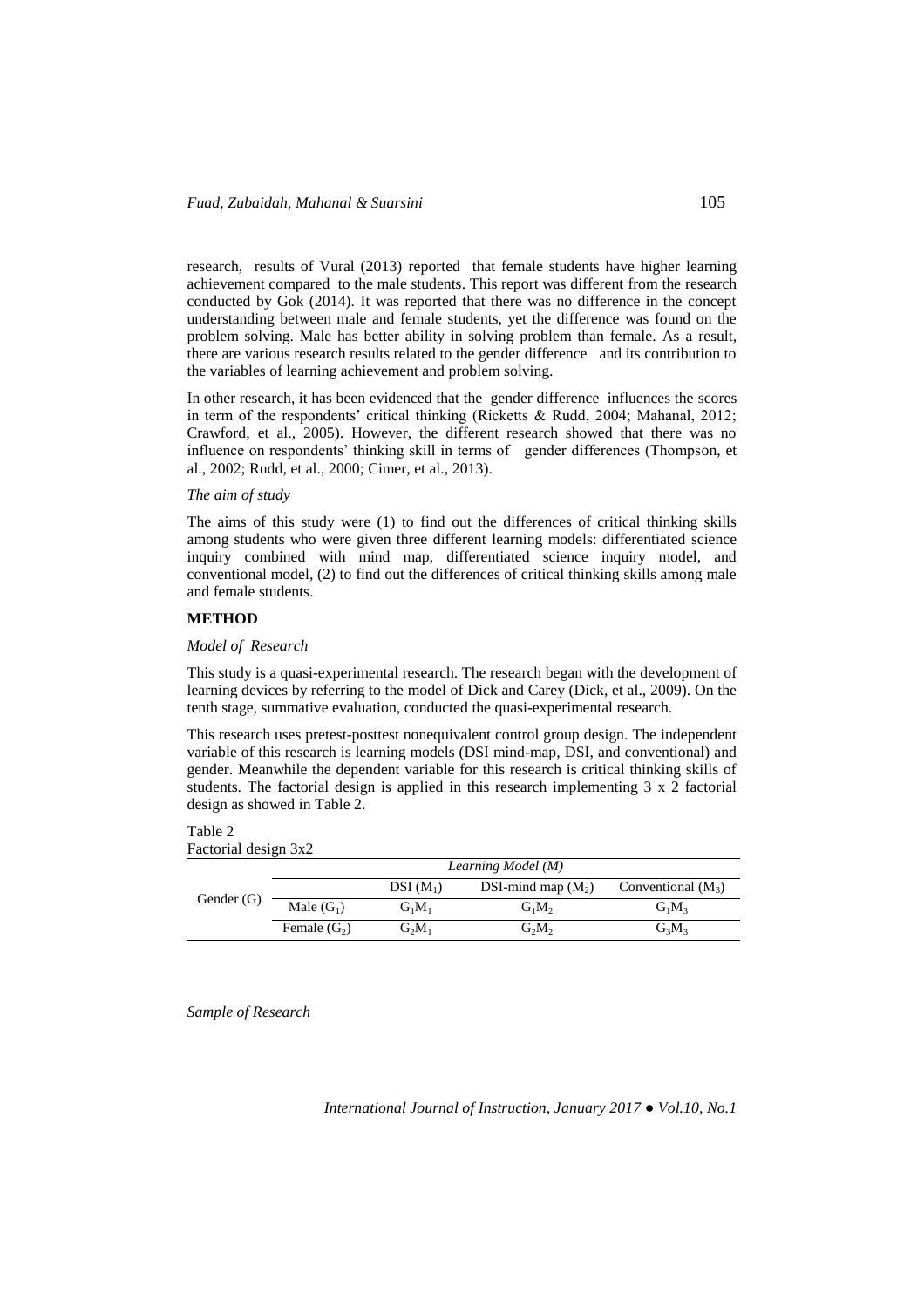research, results of Vural (2013) reported that female students have higher learning achievement compared to the male students. This report was different from the research conducted by Gok (2014). It was reported that there was no difference in the concept understanding between male and female students, yet the difference was found on the problem solving. Male has better ability in solving problem than female. As a result, there are various research results related to the gender difference and its contribution to the variables of learning achievement and problem solving.

In other research, it has been evidenced that the gender difference influences the scores in term of the respondents' critical thinking (Ricketts & Rudd, 2004; Mahanal, 2012; Crawford, et al., 2005). However, the different research showed that there was no influence on respondents' thinking skill in terms of gender differences (Thompson, et al., 2002; Rudd, et al., 2000; Cimer, et al., 2013).

*The aim of study*

The aims of this study were (1) to find out the differences of critical thinking skills among students who were given three different learning models: differentiated science inquiry combined with mind map, differentiated science inquiry model, and conventional model, (2) to find out the differences of critical thinking skills among male and female students.

## METHOD

*Model of Research*

This study is a quasi-experimental research. The research began with the development of learning devices by referring to the model of Dick and Carey (Dick, et al., 2009). On the tenth stage, summative evaluation, conducted the quasi-experimental research.

This research uses pretest-posttest nonequivalent control group design. The independent variable of this research is learning models (DSI mind-map, DSI, and conventional) and gender. Meanwhile the dependent variable for this research is critical thinking skills of students. The factorial design is applied in this research implementing 3 x 2 factorial design as showed in Table 2.

Table 2
Factorial design 3x2

| Gender (G) | | *Learning Model (M)* | | |
|---|---|---|---|---|
| | | DSI ($M_1$) | DSI-mind map ($M_2$) | Conventional ($M_3$) |
| | Male ($G_1$) | $G_1M_1$ | $G_1M_2$ | $G_1M_3$ |
| | Female ($G_2$) | $G_2M_1$ | $G_2M_2$ | $G_3M_3$ |

*Sample of Research*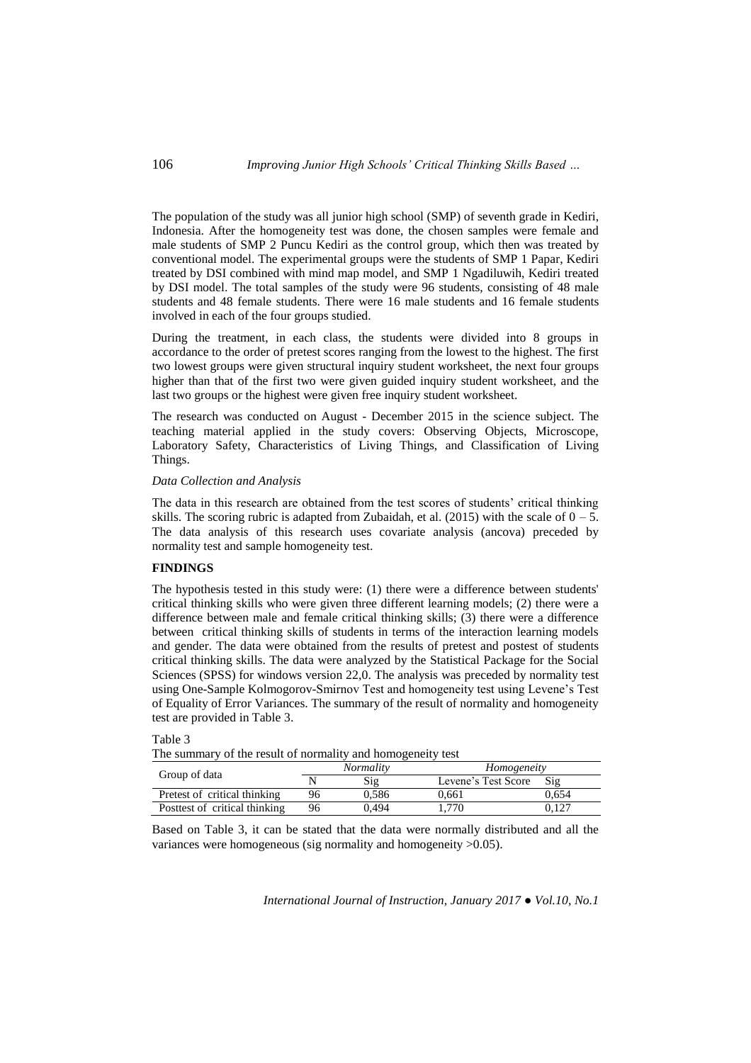The population of the study was all junior high school (SMP) of seventh grade in Kediri, Indonesia. After the homogeneity test was done, the chosen samples were female and male students of SMP 2 Puncu Kediri as the control group, which then was treated by conventional model. The experimental groups were the students of SMP 1 Papar, Kediri treated by DSI combined with mind map model, and SMP 1 Ngadiluwih, Kediri treated by DSI model. The total samples of the study were 96 students, consisting of 48 male students and 48 female students. There were 16 male students and 16 female students involved in each of the four groups studied.

During the treatment, in each class, the students were divided into 8 groups in accordance to the order of pretest scores ranging from the lowest to the highest. The first two lowest groups were given structural inquiry student worksheet, the next four groups higher than that of the first two were given guided inquiry student worksheet, and the last two groups or the highest were given free inquiry student worksheet.

The research was conducted on August - December 2015 in the science subject. The teaching material applied in the study covers: Observing Objects, Microscope, Laboratory Safety, Characteristics of Living Things, and Classification of Living Things.

*Data Collection and Analysis*

The data in this research are obtained from the test scores of students' critical thinking skills. The scoring rubric is adapted from Zubaidah, et al. (2015) with the scale of 0 – 5. The data analysis of this research uses covariate analysis (ancova) preceded by normality test and sample homogeneity test.

## FINDINGS

The hypothesis tested in this study were: (1) there were a difference between students' critical thinking skills who were given three different learning models; (2) there were a difference between male and female critical thinking skills; (3) there were a difference between critical thinking skills of students in terms of the interaction learning models and gender. The data were obtained from the results of pretest and postest of students critical thinking skills. The data were analyzed by the Statistical Package for the Social Sciences (SPSS) for windows version 22,0. The analysis was preceded by normality test using One-Sample Kolmogorov-Smirnov Test and homogeneity test using Levene's Test of Equality of Error Variances. The summary of the result of normality and homogeneity test are provided in Table 3.

Table 3
The summary of the result of normality and homogeneity test

| Group of data | *Normality* | | *Homogeneity* | |
|---|---|---|---|---|
| | N | Sig | Levene's Test Score | Sig |
| Pretest of critical thinking | 96 | 0,586 | 0,661 | 0,654 |
| Posttest of critical thinking | 96 | 0,494 | 1,770 | 0,127 |

Based on Table 3, it can be stated that the data were normally distributed and all the variances were homogeneous (sig normality and homogeneity >0.05).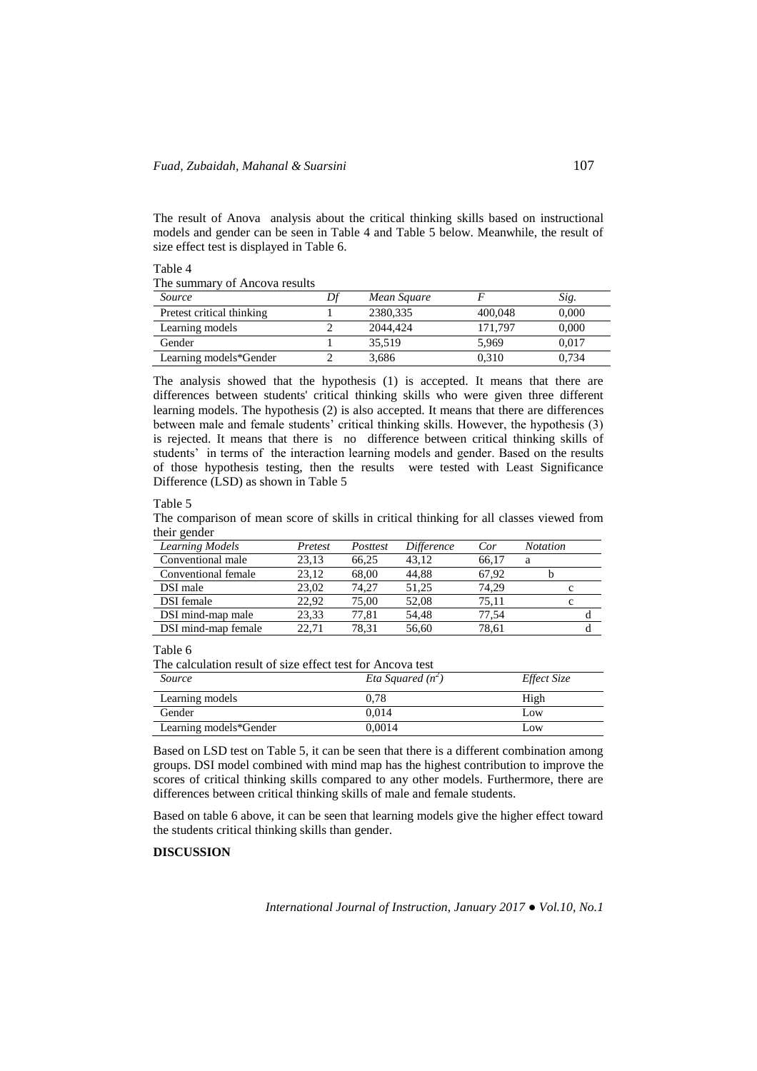The result of Anova analysis about the critical thinking skills based on instructional models and gender can be seen in Table 4 and Table 5 below. Meanwhile, the result of size effect test is displayed in Table 6.

Table 4

The summary of Ancova results

| *Source* | *Df* | *Mean Square* | *F* | *Sig.* |
|---|---|---|---|---|
| Pretest critical thinking | 1 | 2380,335 | 400,048 | 0,000 |
| Learning models | 2 | 2044,424 | 171,797 | 0,000 |
| Gender | 1 | 35,519 | 5,969 | 0,017 |
| Learning models*Gender | 2 | 3,686 | 0,310 | 0,734 |

The analysis showed that the hypothesis (1) is accepted. It means that there are differences between students' critical thinking skills who were given three different learning models. The hypothesis (2) is also accepted. It means that there are differences between male and female students' critical thinking skills. However, the hypothesis (3) is rejected. It means that there is no difference between critical thinking skills of students' in terms of the interaction learning models and gender. Based on the results of those hypothesis testing, then the results were tested with Least Significance Difference (LSD) as shown in Table 5

Table 5

The comparison of mean score of skills in critical thinking for all classes viewed from their gender

| *Learning Models* | *Pretest* | *Posttest* | *Difference* | *Cor* | *Notation* |
|---|---|---|---|---|---|
| Conventional male | 23,13 | 66,25 | 43,12 | 66,17 | a |
| Conventional female | 23,12 | 68,00 | 44,88 | 67,92 | b |
| DSI male | 23,02 | 74,27 | 51,25 | 74,29 | c |
| DSI female | 22,92 | 75,00 | 52,08 | 75,11 | c |
| DSI mind-map male | 23,33 | 77,81 | 54,48 | 77,54 | d |
| DSI mind-map female | 22,71 | 78,31 | 56,60 | 78,61 | d |

Table 6

The calculation result of size effect test for Ancova test

| *Source* | *Eta Squared* ($n^2$) | *Effect Size* |
|---|---|---|
| Learning models | 0,78 | High |
| Gender | 0,014 | Low |
| Learning models*Gender | 0,0014 | Low |

Based on LSD test on Table 5, it can be seen that there is a different combination among groups. DSI model combined with mind map has the highest contribution to improve the scores of critical thinking skills compared to any other models. Furthermore, there are differences between critical thinking skills of male and female students.

Based on table 6 above, it can be seen that learning models give the higher effect toward the students critical thinking skills than gender.

**DISCUSSION**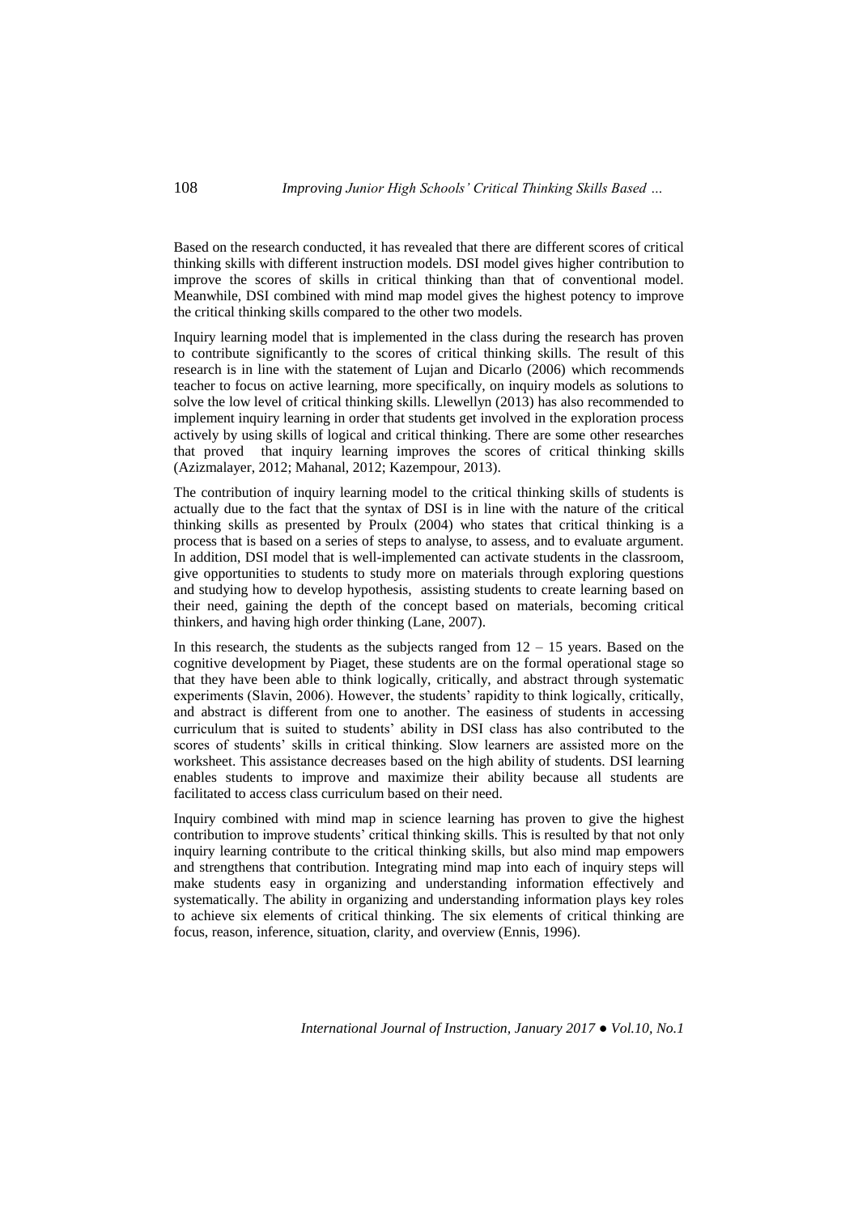Based on the research conducted, it has revealed that there are different scores of critical thinking skills with different instruction models. DSI model gives higher contribution to improve the scores of skills in critical thinking than that of conventional model. Meanwhile, DSI combined with mind map model gives the highest potency to improve the critical thinking skills compared to the other two models.

Inquiry learning model that is implemented in the class during the research has proven to contribute significantly to the scores of critical thinking skills. The result of this research is in line with the statement of Lujan and Dicarlo (2006) which recommends teacher to focus on active learning, more specifically, on inquiry models as solutions to solve the low level of critical thinking skills. Llewellyn (2013) has also recommended to implement inquiry learning in order that students get involved in the exploration process actively by using skills of logical and critical thinking. There are some other researches that proved that inquiry learning improves the scores of critical thinking skills (Azizmalayer, 2012; Mahanal, 2012; Kazempour, 2013).

The contribution of inquiry learning model to the critical thinking skills of students is actually due to the fact that the syntax of DSI is in line with the nature of the critical thinking skills as presented by Proulx (2004) who states that critical thinking is a process that is based on a series of steps to analyse, to assess, and to evaluate argument. In addition, DSI model that is well-implemented can activate students in the classroom, give opportunities to students to study more on materials through exploring questions and studying how to develop hypothesis, assisting students to create learning based on their need, gaining the depth of the concept based on materials, becoming critical thinkers, and having high order thinking (Lane, 2007).

In this research, the students as the subjects ranged from 12 – 15 years. Based on the cognitive development by Piaget, these students are on the formal operational stage so that they have been able to think logically, critically, and abstract through systematic experiments (Slavin, 2006). However, the students' rapidity to think logically, critically, and abstract is different from one to another. The easiness of students in accessing curriculum that is suited to students' ability in DSI class has also contributed to the scores of students' skills in critical thinking. Slow learners are assisted more on the worksheet. This assistance decreases based on the high ability of students. DSI learning enables students to improve and maximize their ability because all students are facilitated to access class curriculum based on their need.

Inquiry combined with mind map in science learning has proven to give the highest contribution to improve students' critical thinking skills. This is resulted by that not only inquiry learning contribute to the critical thinking skills, but also mind map empowers and strengthens that contribution. Integrating mind map into each of inquiry steps will make students easy in organizing and understanding information effectively and systematically. The ability in organizing and understanding information plays key roles to achieve six elements of critical thinking. The six elements of critical thinking are focus, reason, inference, situation, clarity, and overview (Ennis, 1996).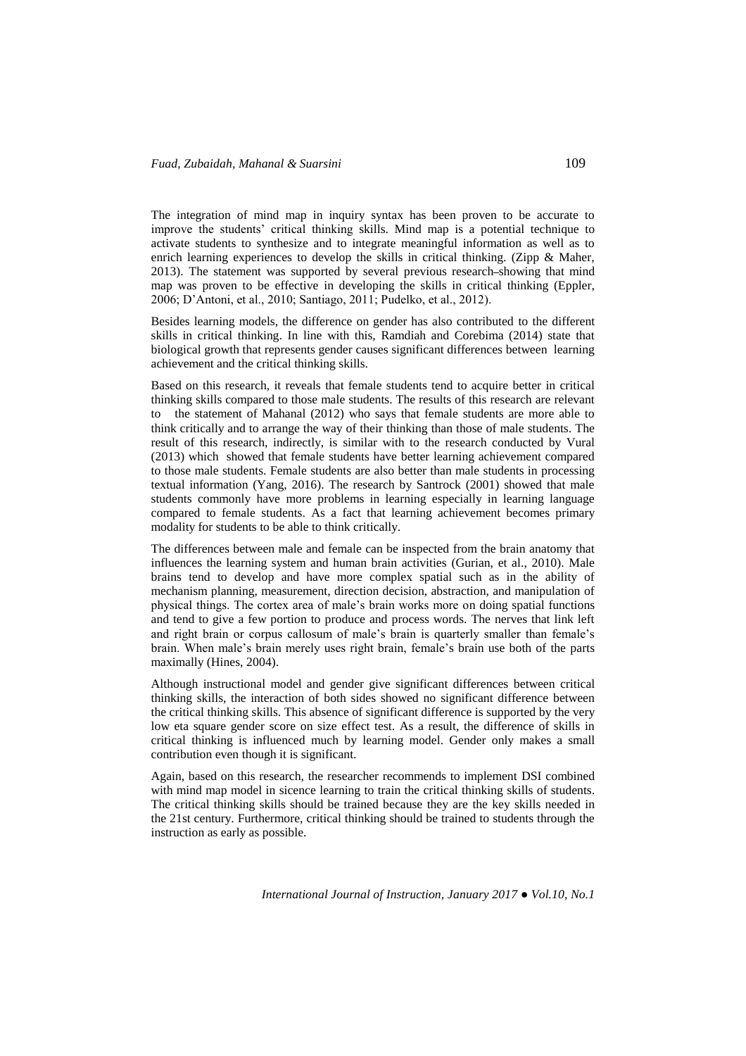The integration of mind map in inquiry syntax has been proven to be accurate to improve the students' critical thinking skills. Mind map is a potential technique to activate students to synthesize and to integrate meaningful information as well as to enrich learning experiences to develop the skills in critical thinking. (Zipp & Maher, 2013). The statement was supported by several previous research–showing that mind map was proven to be effective in developing the skills in critical thinking (Eppler, 2006; D'Antoni, et al., 2010; Santiago, 2011; Pudelko, et al., 2012).

Besides learning models, the difference on gender has also contributed to the different skills in critical thinking. In line with this, Ramdiah and Corebima (2014) state that biological growth that represents gender causes significant differences between learning achievement and the critical thinking skills.

Based on this research, it reveals that female students tend to acquire better in critical thinking skills compared to those male students. The results of this research are relevant to the statement of Mahanal (2012) who says that female students are more able to think critically and to arrange the way of their thinking than those of male students. The result of this research, indirectly, is similar with to the research conducted by Vural (2013) which showed that female students have better learning achievement compared to those male students. Female students are also better than male students in processing textual information (Yang, 2016). The research by Santrock (2001) showed that male students commonly have more problems in learning especially in learning language compared to female students. As a fact that learning achievement becomes primary modality for students to be able to think critically.

The differences between male and female can be inspected from the brain anatomy that influences the learning system and human brain activities (Gurian, et al., 2010). Male brains tend to develop and have more complex spatial such as in the ability of mechanism planning, measurement, direction decision, abstraction, and manipulation of physical things. The cortex area of male's brain works more on doing spatial functions and tend to give a few portion to produce and process words. The nerves that link left and right brain or corpus callosum of male's brain is quarterly smaller than female's brain. When male's brain merely uses right brain, female's brain use both of the parts maximally (Hines, 2004).

Although instructional model and gender give significant differences between critical thinking skills, the interaction of both sides showed no significant difference between the critical thinking skills. This absence of significant difference is supported by the very low eta square gender score on size effect test. As a result, the difference of skills in critical thinking is influenced much by learning model. Gender only makes a small contribution even though it is significant.

Again, based on this research, the researcher recommends to implement DSI combined with mind map model in sicence learning to train the critical thinking skills of students. The critical thinking skills should be trained because they are the key skills needed in the 21st century. Furthermore, critical thinking should be trained to students through the instruction as early as possible.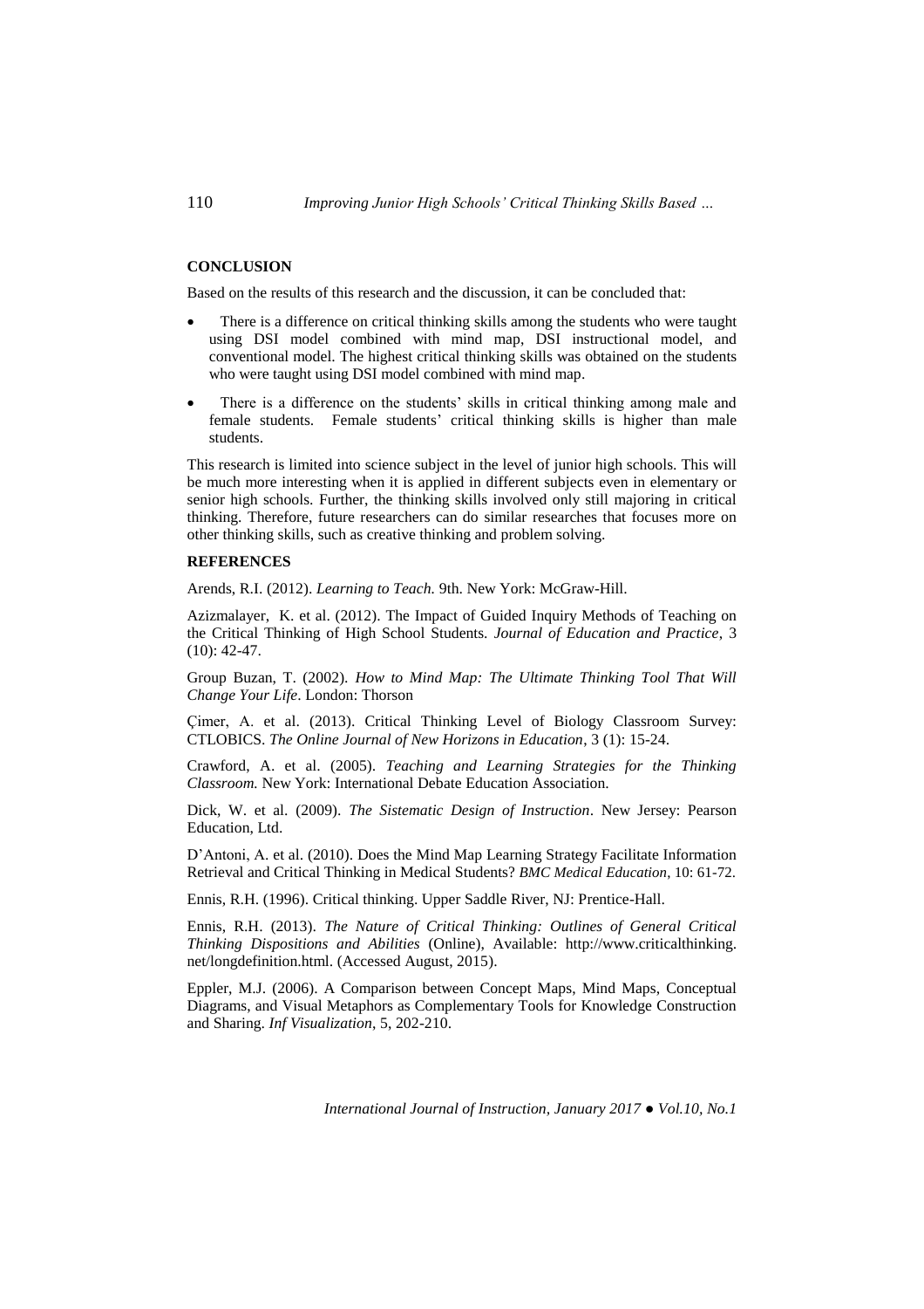## CONCLUSION

Based on the results of this research and the discussion, it can be concluded that:

- There is a difference on critical thinking skills among the students who were taught using DSI model combined with mind map, DSI instructional model, and conventional model. The highest critical thinking skills was obtained on the students who were taught using DSI model combined with mind map.
- There is a difference on the students' skills in critical thinking among male and female students. Female students' critical thinking skills is higher than male students.

This research is limited into science subject in the level of junior high schools. This will be much more interesting when it is applied in different subjects even in elementary or senior high schools. Further, the thinking skills involved only still majoring in critical thinking. Therefore, future researchers can do similar researches that focuses more on other thinking skills, such as creative thinking and problem solving.

## REFERENCES

Arends, R.I. (2012). *Learning to Teach.* 9th. New York: McGraw-Hill.

Azizmalayer, K. et al. (2012). The Impact of Guided Inquiry Methods of Teaching on the Critical Thinking of High School Students. *Journal of Education and Practice*, 3 (10): 42-47.

Group Buzan, T. (2002). *How to Mind Map: The Ultimate Thinking Tool That Will Change Your Life*. London: Thorson

Çimer, A. et al. (2013). Critical Thinking Level of Biology Classroom Survey: CTLOBICS. *The Online Journal of New Horizons in Education*, 3 (1): 15-24.

Crawford, A. et al. (2005). *Teaching and Learning Strategies for the Thinking Classroom.* New York: International Debate Education Association.

Dick, W. et al. (2009). *The Sistematic Design of Instruction*. New Jersey: Pearson Education, Ltd.

D'Antoni, A. et al. (2010). Does the Mind Map Learning Strategy Facilitate Information Retrieval and Critical Thinking in Medical Students? *BMC Medical Education*, 10: 61-72.

Ennis, R.H. (1996). Critical thinking. Upper Saddle River, NJ: Prentice-Hall.

Ennis, R.H. (2013). *The Nature of Critical Thinking: Outlines of General Critical Thinking Dispositions and Abilities* (Online), Available: http://www.criticalthinking.net/longdefinition.html. (Accessed August, 2015).

Eppler, M.J. (2006). A Comparison between Concept Maps, Mind Maps, Conceptual Diagrams, and Visual Metaphors as Complementary Tools for Knowledge Construction and Sharing. *Inf Visualization*, 5, 202-210.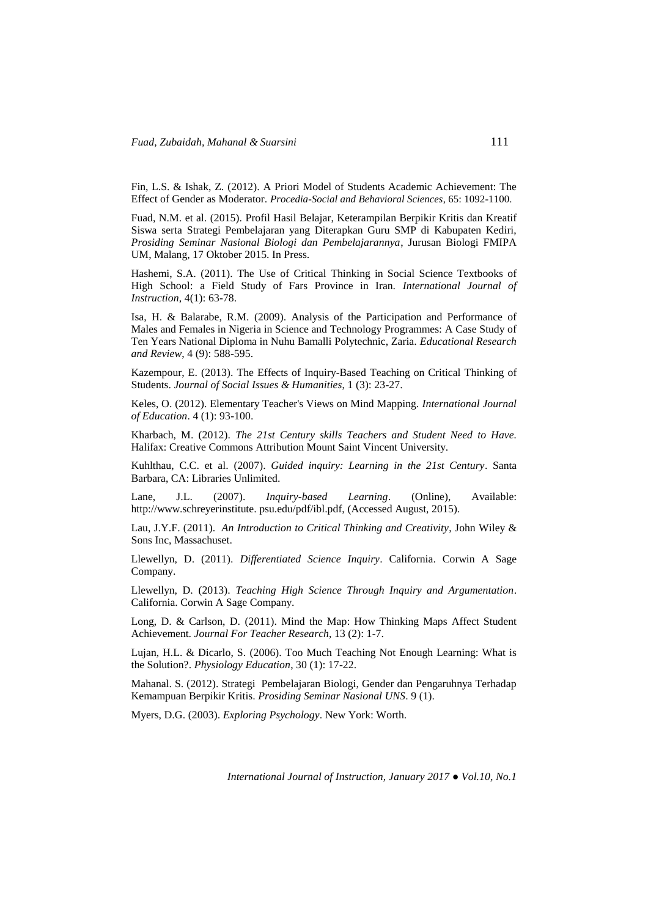Fin, L.S. & Ishak, Z. (2012). A Priori Model of Students Academic Achievement: The Effect of Gender as Moderator. *Procedia-Social and Behavioral Sciences*, 65: 1092-1100.

Fuad, N.M. et al. (2015). Profil Hasil Belajar, Keterampilan Berpikir Kritis dan Kreatif Siswa serta Strategi Pembelajaran yang Diterapkan Guru SMP di Kabupaten Kediri, *Prosiding Seminar Nasional Biologi dan Pembelajarannya*, Jurusan Biologi FMIPA UM, Malang, 17 Oktober 2015. In Press.

Hashemi, S.A. (2011). The Use of Critical Thinking in Social Science Textbooks of High School: a Field Study of Fars Province in Iran. *International Journal of Instruction*, 4(1): 63-78.

Isa, H. & Balarabe, R.M. (2009). Analysis of the Participation and Performance of Males and Females in Nigeria in Science and Technology Programmes: A Case Study of Ten Years National Diploma in Nuhu Bamalli Polytechnic, Zaria. *Educational Research and Review*, 4 (9): 588-595.

Kazempour, E. (2013). The Effects of Inquiry-Based Teaching on Critical Thinking of Students. *Journal of Social Issues & Humanities*, 1 (3): 23-27.

Keles, O. (2012). Elementary Teacher's Views on Mind Mapping. *International Journal of Education*. 4 (1): 93-100.

Kharbach, M. (2012). *The 21st Century skills Teachers and Student Need to Have.* Halifax: Creative Commons Attribution Mount Saint Vincent University.

Kuhlthau, C.C. et al. (2007). *Guided inquiry: Learning in the 21st Century*. Santa Barbara, CA: Libraries Unlimited.

Lane, J.L. (2007). *Inquiry-based Learning*. (Online), Available: http://www.schreyerinstitute. psu.edu/pdf/ibl.pdf, (Accessed August, 2015).

Lau, J.Y.F. (2011). *An Introduction to Critical Thinking and Creativity*, John Wiley & Sons Inc, Massachuset.

Llewellyn, D. (2011). *Differentiated Science Inquiry*. California. Corwin A Sage Company.

Llewellyn, D. (2013). *Teaching High Science Through Inquiry and Argumentation*. California. Corwin A Sage Company.

Long, D. & Carlson, D. (2011). Mind the Map: How Thinking Maps Affect Student Achievement. *Journal For Teacher Research*, 13 (2): 1-7.

Lujan, H.L. & Dicarlo, S. (2006). Too Much Teaching Not Enough Learning: What is the Solution?. *Physiology Education*, 30 (1): 17-22.

Mahanal. S. (2012). Strategi Pembelajaran Biologi, Gender dan Pengaruhnya Terhadap Kemampuan Berpikir Kritis. *Prosiding Seminar Nasional UNS*. 9 (1).

Myers, D.G. (2003). *Exploring Psychology*. New York: Worth.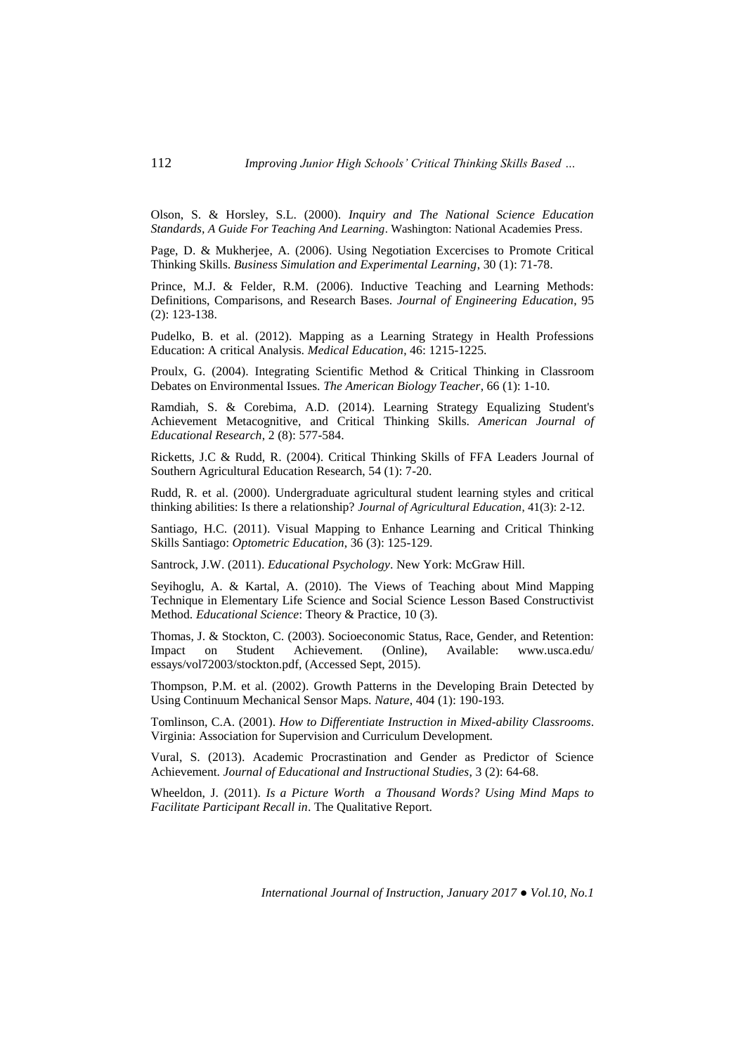Olson, S. & Horsley, S.L. (2000). *Inquiry and The National Science Education Standards, A Guide For Teaching And Learning*. Washington: National Academies Press.

Page, D. & Mukherjee, A. (2006). Using Negotiation Excercises to Promote Critical Thinking Skills. *Business Simulation and Experimental Learning*, 30 (1): 71-78.

Prince, M.J. & Felder, R.M. (2006). Inductive Teaching and Learning Methods: Definitions, Comparisons, and Research Bases. *Journal of Engineering Education*, 95 (2): 123-138.

Pudelko, B. et al. (2012). Mapping as a Learning Strategy in Health Professions Education: A critical Analysis. *Medical Education*, 46: 1215-1225.

Proulx, G. (2004). Integrating Scientific Method & Critical Thinking in Classroom Debates on Environmental Issues. *The American Biology Teacher*, 66 (1): 1-10.

Ramdiah, S. & Corebima, A.D. (2014). Learning Strategy Equalizing Student's Achievement Metacognitive, and Critical Thinking Skills. *American Journal of Educational Research*, 2 (8): 577-584.

Ricketts, J.C & Rudd, R. (2004). Critical Thinking Skills of FFA Leaders Journal of Southern Agricultural Education Research, 54 (1): 7-20.

Rudd, R. et al. (2000). Undergraduate agricultural student learning styles and critical thinking abilities: Is there a relationship? *Journal of Agricultural Education*, 41(3): 2-12.

Santiago, H.C. (2011). Visual Mapping to Enhance Learning and Critical Thinking Skills Santiago: *Optometric Education*, 36 (3): 125-129.

Santrock, J.W. (2011). *Educational Psychology*. New York: McGraw Hill.

Seyihoglu, A. & Kartal, A. (2010). The Views of Teaching about Mind Mapping Technique in Elementary Life Science and Social Science Lesson Based Constructivist Method. *Educational Science*: Theory & Practice, 10 (3).

Thomas, J. & Stockton, C. (2003). Socioeconomic Status, Race, Gender, and Retention: Impact on Student Achievement. (Online), Available: www.usca.edu/ essays/vol72003/stockton.pdf, (Accessed Sept, 2015).

Thompson, P.M. et al. (2002). Growth Patterns in the Developing Brain Detected by Using Continuum Mechanical Sensor Maps. *Nature*, 404 (1): 190-193.

Tomlinson, C.A. (2001). *How to Differentiate Instruction in Mixed-ability Classrooms*. Virginia: Association for Supervision and Curriculum Development.

Vural, S. (2013). Academic Procrastination and Gender as Predictor of Science Achievement. *Journal of Educational and Instructional Studies*, 3 (2): 64-68.

Wheeldon, J. (2011). *Is a Picture Worth a Thousand Words? Using Mind Maps to Facilitate Participant Recall in*. The Qualitative Report.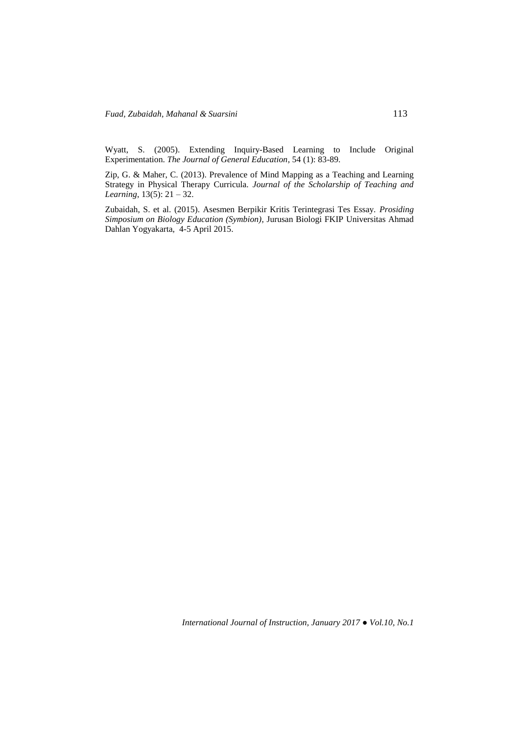Wyatt, S. (2005). Extending Inquiry-Based Learning to Include Original Experimentation. *The Journal of General Education*, 54 (1): 83-89.

Zip, G. & Maher, C. (2013). Prevalence of Mind Mapping as a Teaching and Learning Strategy in Physical Therapy Curricula. *Journal of the Scholarship of Teaching and Learning*, 13(5): 21 – 32.

Zubaidah, S. et al. (2015). Asesmen Berpikir Kritis Terintegrasi Tes Essay. *Prosiding Simposium on Biology Education (Symbion)*, Jurusan Biologi FKIP Universitas Ahmad Dahlan Yogyakarta, 4-5 April 2015.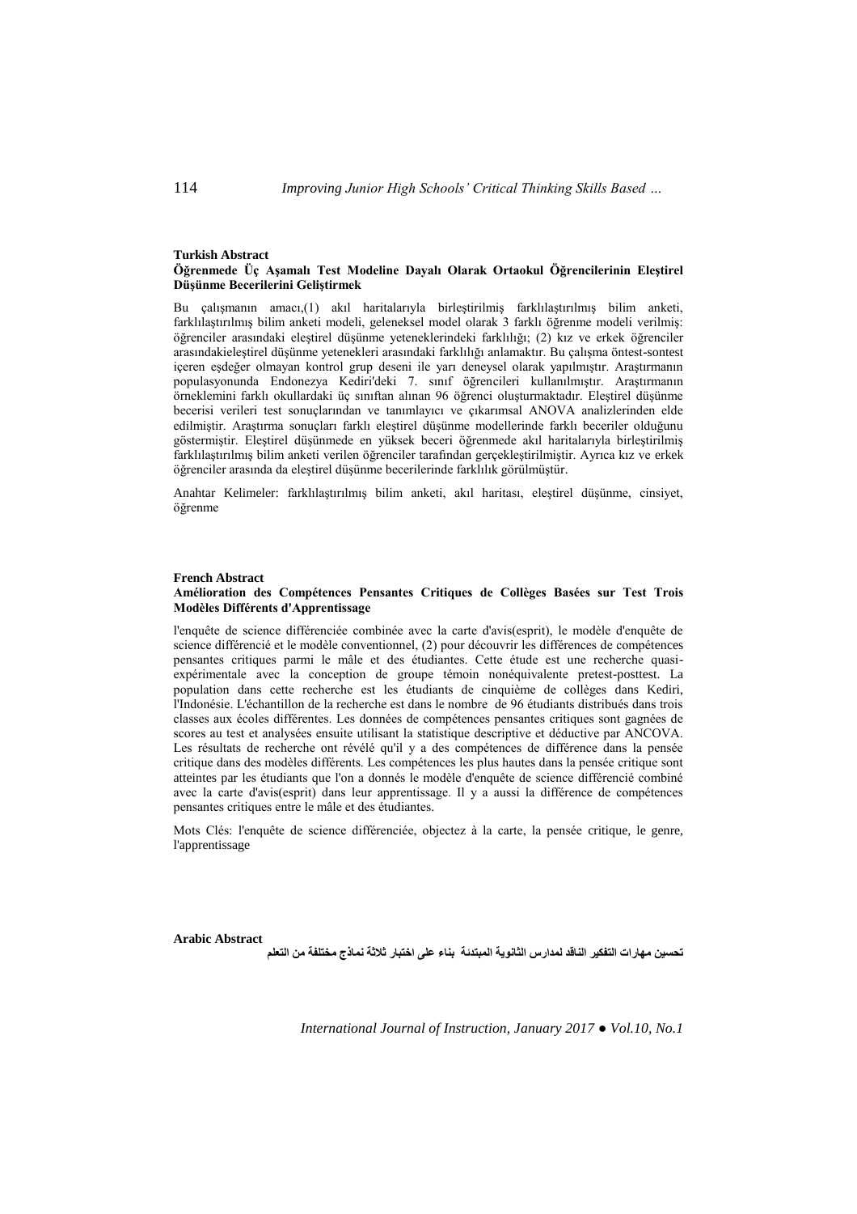**Turkish Abstract**

**Öğrenmede Üç Aşamalı Test Modeline Dayalı Olarak Ortaokul Öğrencilerinin Eleştirel Düşünme Becerilerini Geliştirmek**

Bu çalışmanın amacı,(1) akıl haritalarıyla birleştirilmiş farklılaştırılmış bilim anketi, farklılaştırılmış bilim anketi modeli, geleneksel model olarak 3 farklı öğrenme modeli verilmiş: öğrenciler arasındaki eleştirel düşünme yeteneklerindeki farklılığı; (2) kız ve erkek öğrenciler arasındakieleştirel düşünme yetenekleri arasındaki farklılığı anlamaktır. Bu çalışma öntest-sontest içeren eşdeğer olmayan kontrol grup deseni ile yarı deneysel olarak yapılmıştır. Araştırmanın populasyonunda Endonezya Kediri'deki 7. sınıf öğrencileri kullanılmıştır. Araştırmanın örneklemini farklı okullardaki üç sınıftan alınan 96 öğrenci oluşturmaktadır. Eleştirel düşünme becerisi verileri test sonuçlarından ve tanımlayıcı ve çıkarımsal ANOVA analizlerinden elde edilmiştir. Araştırma sonuçları farklı eleştirel düşünme modellerinde farklı beceriler olduğunu göstermiştir. Eleştirel düşünmede en yüksek beceri öğrenmede akıl haritalarıyla birleştirilmiş farklılaştırılmış bilim anketi verilen öğrenciler tarafından gerçekleştirilmiştir. Ayrıca kız ve erkek öğrenciler arasında da eleştirel düşünme becerilerinde farklılık görülmüştür.

Anahtar Kelimeler: farklılaştırılmış bilim anketi, akıl haritası, eleştirel düşünme, cinsiyet, öğrenme

**French Abstract**

**Amélioration des Compétences Pensantes Critiques de Collèges Basées sur Test Trois Modèles Différents d'Apprentissage**

l'enquête de science différenciée combinée avec la carte d'avis(esprit), le modèle d'enquête de science différencié et le modèle conventionnel, (2) pour découvrir les différences de compétences pensantes critiques parmi le mâle et des étudiantes. Cette étude est une recherche quasi-expérimentale avec la conception de groupe témoin nonéquivalente pretest-posttest. La population dans cette recherche est les étudiants de cinquième de collèges dans Kediri, l'Indonésie. L'échantillon de la recherche est dans le nombre de 96 étudiants distribués dans trois classes aux écoles différentes. Les données de compétences pensantes critiques sont gagnées de scores au test et analysées ensuite utilisant la statistique descriptive et déductive par ANCOVA. Les résultats de recherche ont révélé qu'il y a des compétences de différence dans la pensée critique dans des modèles différents. Les compétences les plus hautes dans la pensée critique sont atteintes par les étudiants que l'on a donnés le modèle d'enquête de science différencié combiné avec la carte d'avis(esprit) dans leur apprentissage. Il y a aussi la différence de compétences pensantes critiques entre le mâle et des étudiantes.

Mots Clés: l'enquête de science différenciée, objectez à la carte, la pensée critique, le genre, l'apprentissage

**Arabic Abstract**

**تحسين مهارات التفكير الناقد لمدارس الثانوية المبتدئة بناء على اختبار ثلاثة نماذج مختلفة من التعلم**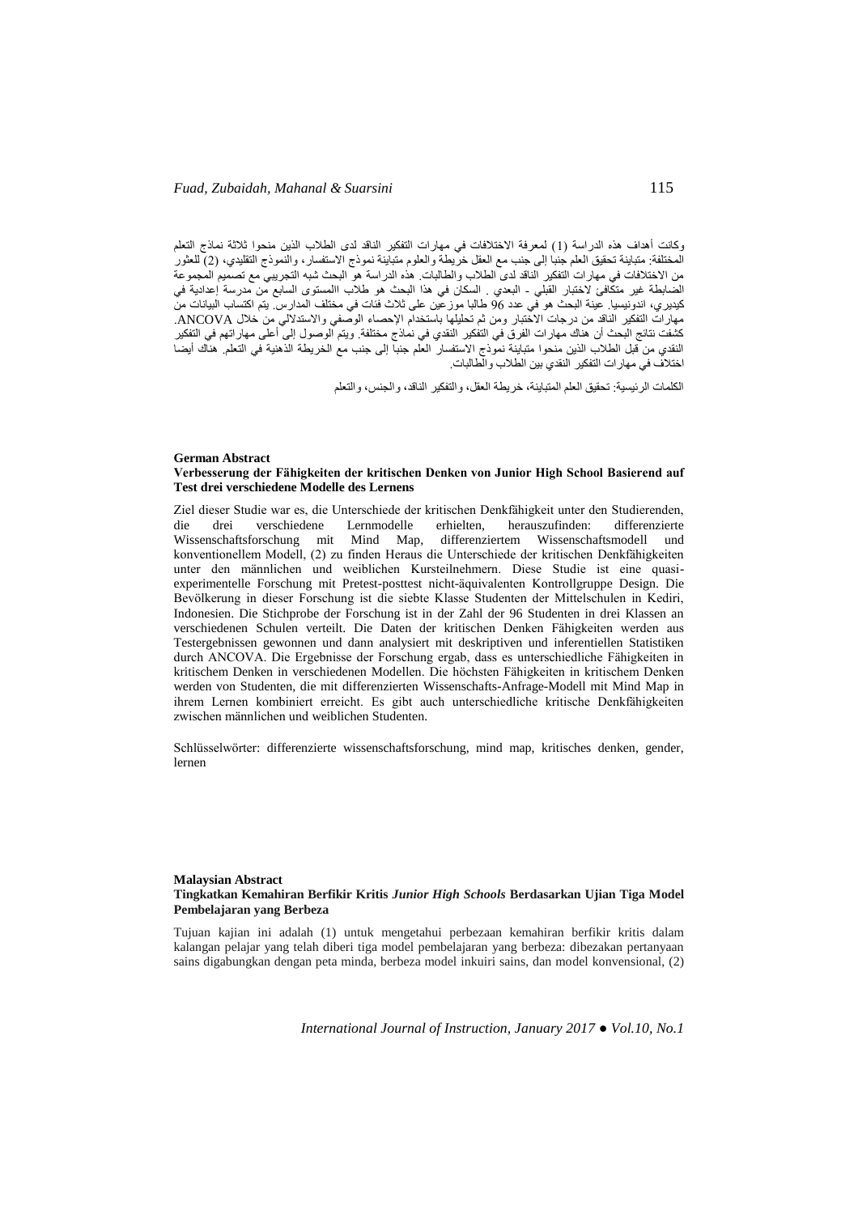وكانت أهداف هذه الدراسة (1) لمعرفة الاختلافات في مهارات التفكير الناقد لدى الطلاب الذين منحوا ثلاثة نماذج التعلم المختلفة: متباينة تحقيق العلم جنبا إلى جنب مع العقل خريطة والعلوم متباينة نموذج الاستفسار، والنموذج التقليدي، (2) للعثور من الاختلافات في مهارات التفكير الناقد لدى الطلاب والطالبات. هذه الدراسة هو البحث شبه التجريبي مع تصميم المجموعة الضابطة غير متكافئ لاختبار القبلي - البعدي . السكان في هذا البحث هو طلاب المستوى السابع من مدرسة إعدادية في كيديري، اندونيسيا. عينة البحث هو في عدد 96 طالبا موزعين على ثلاث فئات في مختلف المدارس. يتم اكتساب البيانات من مهارات التفكير الناقد من درجات الاختبار ومن ثم تحليلها باستخدام الإحصاء الوصفي والاستدلالي من خلال ANCOVA. كشفت نتائج البحث أن هناك مهارات الفرق في التفكير النقدي في نماذج مختلفة. ويتم الوصول إلى أعلى مهاراتهم في التفكير النقدي من قبل الطلاب الذين منحوا نموذج متباينة نموذج الاستفسار العلم جنبا إلى جنب مع الخريطة الذهنية في التعلم. هناك أيضا اختلاف في مهارات التفكير النقدي بين الطلاب والطالبات.

الكلمات الرئيسية: تحقيق العلم المتباينة، خريطة العقل، والتفكير الناقد، والجنس، والتعلم

**German Abstract**

**Verbesserung der Fähigkeiten der kritischen Denken von Junior High School Basierend auf Test drei verschiedene Modelle des Lernens**

Ziel dieser Studie war es, die Unterschiede der kritischen Denkfähigkeit unter den Studierenden, die drei verschiedene Lernmodelle erhielten, herauszufinden: differenzierte Wissenschaftsforschung mit Mind Map, differenziertem Wissenschaftsmodell und konventionellem Modell, (2) zu finden Heraus die Unterschiede der kritischen Denkfähigkeiten unter den männlichen und weiblichen Kursteilnehmern. Diese Studie ist eine quasi-experimentelle Forschung mit Pretest-posttest nicht-äquivalenten Kontrollgruppe Design. Die Bevölkerung in dieser Forschung ist die siebte Klasse Studenten der Mittelschulen in Kediri, Indonesien. Die Stichprobe der Forschung ist in der Zahl der 96 Studenten in drei Klassen an verschiedenen Schulen verteilt. Die Daten der kritischen Denken Fähigkeiten werden aus Testergebnissen gewonnen und dann analysiert mit deskriptiven und inferentiellen Statistiken durch ANCOVA. Die Ergebnisse der Forschung ergab, dass es unterschiedliche Fähigkeiten in kritischem Denken in verschiedenen Modellen. Die höchsten Fähigkeiten in kritischem Denken werden von Studenten, die mit differenzierten Wissenschafts-Anfrage-Modell mit Mind Map in ihrem Lernen kombiniert erreicht. Es gibt auch unterschiedliche kritische Denkfähigkeiten zwischen männlichen und weiblichen Studenten.

Schlüsselwörter: differenzierte wissenschaftsforschung, mind map, kritisches denken, gender, lernen

**Malaysian Abstract**

**Tingkatkan Kemahiran Berfikir Kritis *Junior High Schools* Berdasarkan Ujian Tiga Model Pembelajaran yang Berbeza**

Tujuan kajian ini adalah (1) untuk mengetahui perbezaan kemahiran berfikir kritis dalam kalangan pelajar yang telah diberi tiga model pembelajaran yang berbeza: dibezakan pertanyaan sains digabungkan dengan peta minda, berbeza model inkuiri sains, dan model konvensional, (2)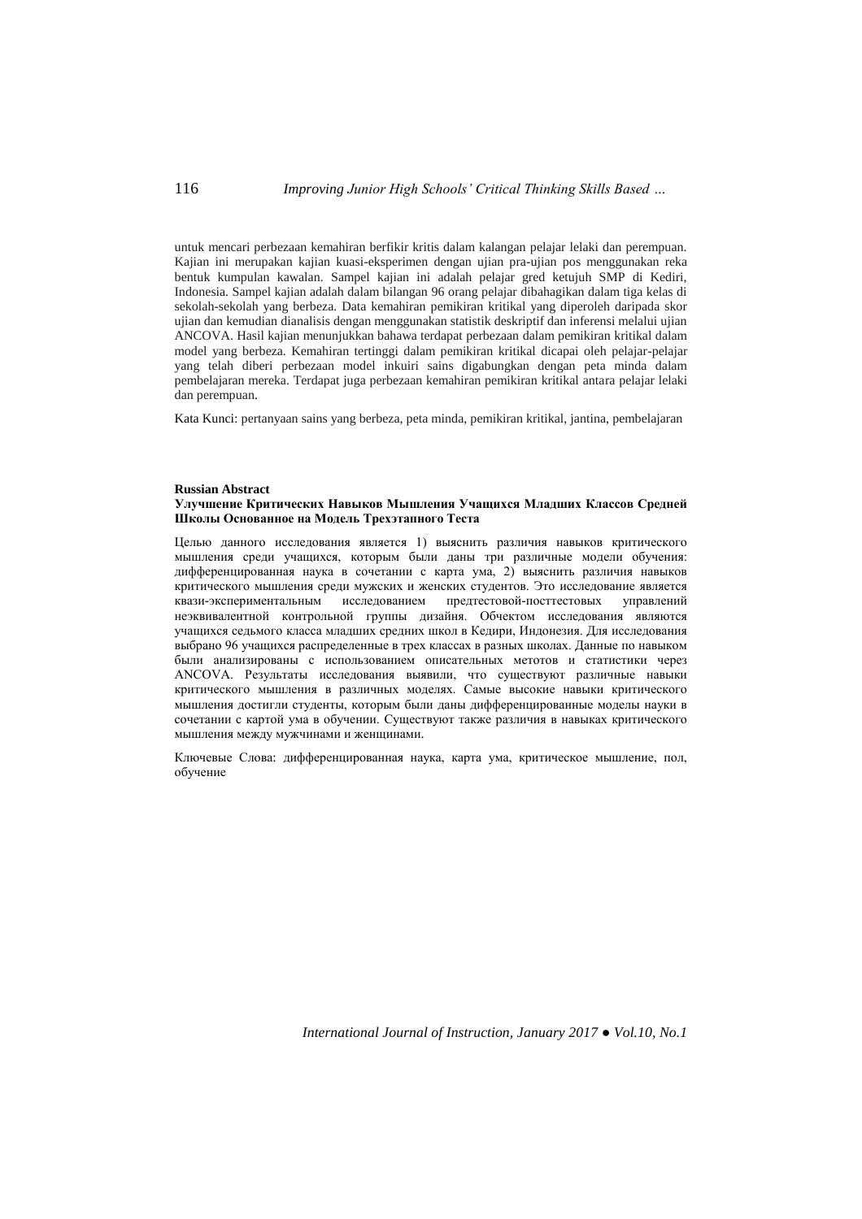untuk mencari perbezaan kemahiran berfikir kritis dalam kalangan pelajar lelaki dan perempuan. Kajian ini merupakan kajian kuasi-eksperimen dengan ujian pra-ujian pos menggunakan reka bentuk kumpulan kawalan. Sampel kajian ini adalah pelajar gred ketujuh SMP di Kediri, Indonesia. Sampel kajian adalah dalam bilangan 96 orang pelajar dibahagikan dalam tiga kelas di sekolah-sekolah yang berbeza. Data kemahiran pemikiran kritikal yang diperoleh daripada skor ujian dan kemudian dianalisis dengan menggunakan statistik deskriptif dan inferensi melalui ujian ANCOVA. Hasil kajian menunjukkan bahawa terdapat perbezaan dalam pemikiran kritikal dalam model yang berbeza. Kemahiran tertinggi dalam pemikiran kritikal dicapai oleh pelajar-pelajar yang telah diberi perbezaan model inkuiri sains digabungkan dengan peta minda dalam pembelajaran mereka. Terdapat juga perbezaan kemahiran pemikiran kritikal antara pelajar lelaki dan perempuan.

Kata Kunci: pertanyaan sains yang berbeza, peta minda, pemikiran kritikal, jantina, pembelajaran

**Russian Abstract**

**Улучшение Критических Навыков Мышления Учащихся Младших Классов Средней Школы Основанное на Модель Трехэтапного Теста**

Целью данного исследования является 1) выяснить различия навыков критического мышления среди учащихся, которым были даны три различные модели обучения: дифференцированная наука в сочетании с карта ума, 2) выяснить различия навыков критического мышления среди мужских и женских студентов. Это исследование является квази-экспериментальным исследованием предтестовой-посттестовых управлений неэквивалентной контрольной группы дизайня. Обчектом исследования являются учащихся седьмого класса младших средних школ в Кедири, Индонезия. Для исследования выбрано 96 учащихся распределенные в трех классах в разных школах. Данные по навыком были анализированы с использованием описательных метотов и статистики через ANCOVA. Результаты исследования выявили, что существуют различные навыки критического мышления в различных моделях. Самые высокие навыки критического мышления достигли студенты, которым были даны дифференцированные моделы науки в сочетании с картой ума в обучении. Существуют также различия в навыках критического мышления между мужчинами и женщинами.

Ключевые Слова: дифференцированная наука, карта ума, критическое мышление, пол, обучение